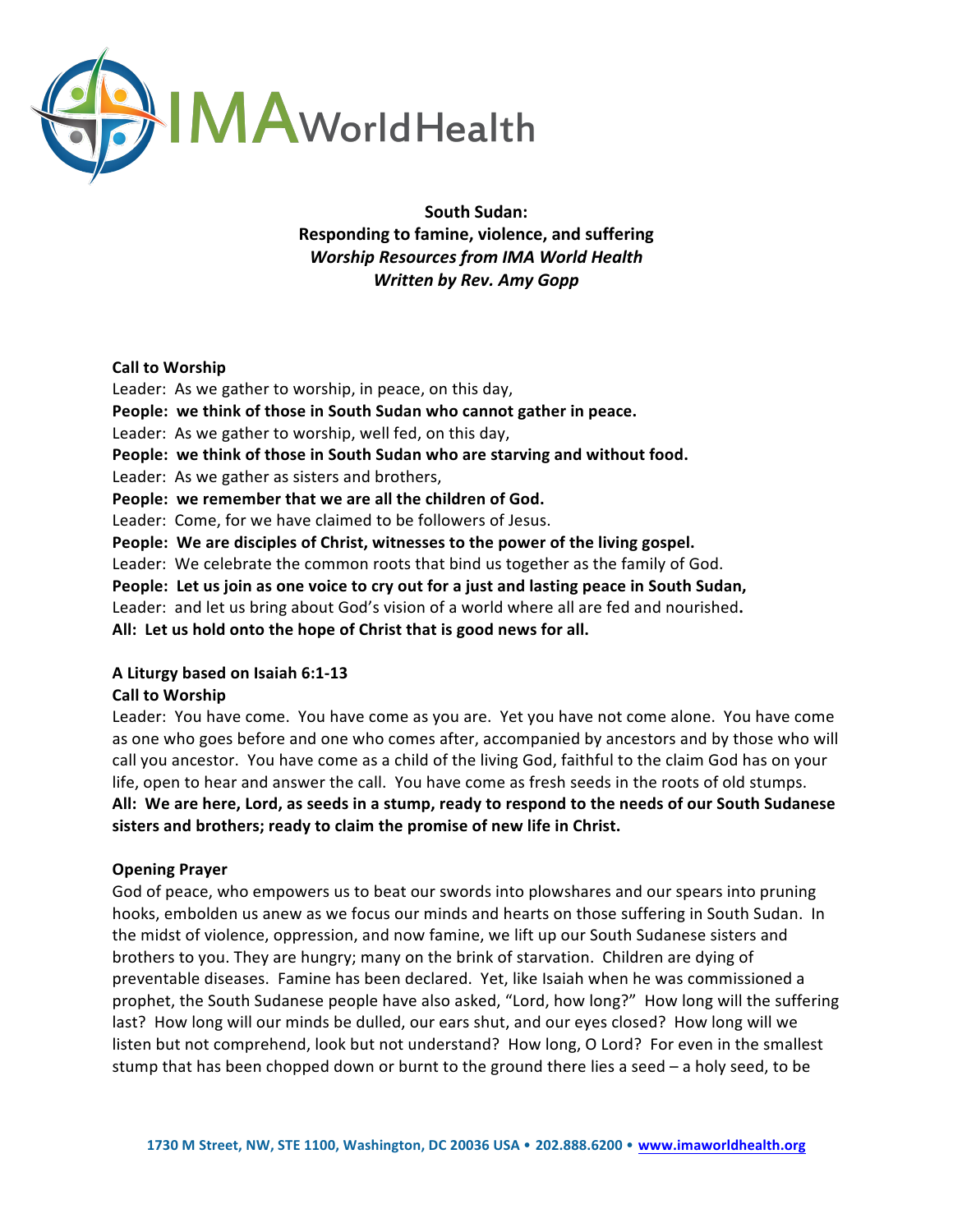**South Sudan:**
**Responding to famine, violence, and suffering**
***Worship Resources from IMA World Health***
***Written by Rev. Amy Gopp***

**Call to Worship**

Leader: As we gather to worship, in peace, on this day,
**People: we think of those in South Sudan who cannot gather in peace.**
Leader: As we gather to worship, well fed, on this day,
**People: we think of those in South Sudan who are starving and without food.**
Leader: As we gather as sisters and brothers,
**People: we remember that we are all the children of God.**
Leader: Come, for we have claimed to be followers of Jesus.
**People: We are disciples of Christ, witnesses to the power of the living gospel.**
Leader: We celebrate the common roots that bind us together as the family of God.
**People: Let us join as one voice to cry out for a just and lasting peace in South Sudan,**
Leader: and let us bring about God's vision of a world where all are fed and nourished**.**
**All: Let us hold onto the hope of Christ that is good news for all.**

**A Liturgy based on Isaiah 6:1-13**
**Call to Worship**

Leader: You have come. You have come as you are. Yet you have not come alone. You have come as one who goes before and one who comes after, accompanied by ancestors and by those who will call you ancestor. You have come as a child of the living God, faithful to the claim God has on your life, open to hear and answer the call. You have come as fresh seeds in the roots of old stumps.
**All: We are here, Lord, as seeds in a stump, ready to respond to the needs of our South Sudanese sisters and brothers; ready to claim the promise of new life in Christ.**

**Opening Prayer**

God of peace, who empowers us to beat our swords into plowshares and our spears into pruning hooks, embolden us anew as we focus our minds and hearts on those suffering in South Sudan. In the midst of violence, oppression, and now famine, we lift up our South Sudanese sisters and brothers to you. They are hungry; many on the brink of starvation. Children are dying of preventable diseases. Famine has been declared. Yet, like Isaiah when he was commissioned a prophet, the South Sudanese people have also asked, "Lord, how long?" How long will the suffering last? How long will our minds be dulled, our ears shut, and our eyes closed? How long will we listen but not comprehend, look but not understand? How long, O Lord? For even in the smallest stump that has been chopped down or burnt to the ground there lies a seed – a holy seed, to be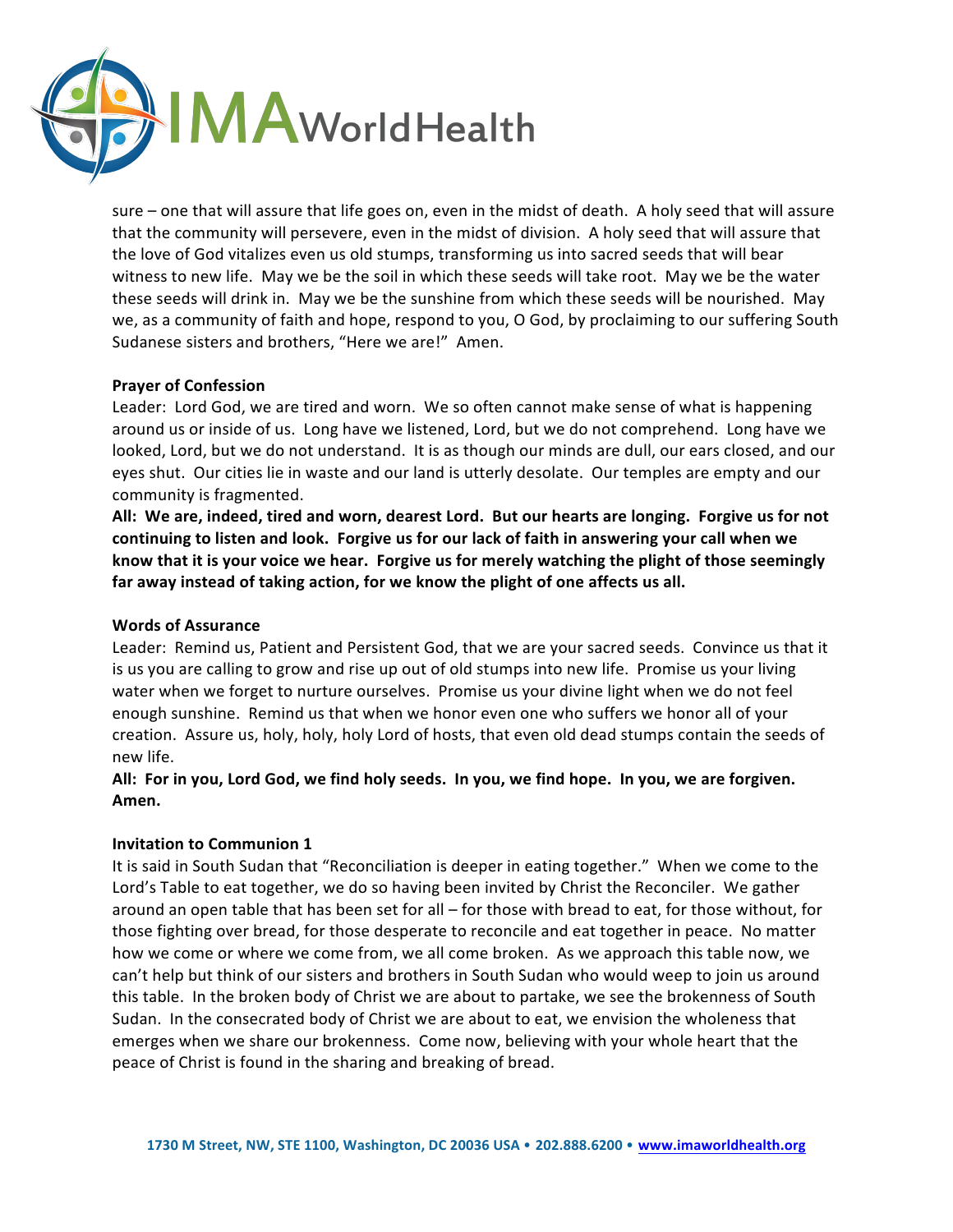sure – one that will assure that life goes on, even in the midst of death. A holy seed that will assure that the community will persevere, even in the midst of division. A holy seed that will assure that the love of God vitalizes even us old stumps, transforming us into sacred seeds that will bear witness to new life. May we be the soil in which these seeds will take root. May we be the water these seeds will drink in. May we be the sunshine from which these seeds will be nourished. May we, as a community of faith and hope, respond to you, O God, by proclaiming to our suffering South Sudanese sisters and brothers, "Here we are!" Amen.

**Prayer of Confession**

Leader: Lord God, we are tired and worn. We so often cannot make sense of what is happening around us or inside of us. Long have we listened, Lord, but we do not comprehend. Long have we looked, Lord, but we do not understand. It is as though our minds are dull, our ears closed, and our eyes shut. Our cities lie in waste and our land is utterly desolate. Our temples are empty and our community is fragmented.

**All: We are, indeed, tired and worn, dearest Lord. But our hearts are longing. Forgive us for not continuing to listen and look. Forgive us for our lack of faith in answering your call when we know that it is your voice we hear. Forgive us for merely watching the plight of those seemingly far away instead of taking action, for we know the plight of one affects us all.**

**Words of Assurance**

Leader: Remind us, Patient and Persistent God, that we are your sacred seeds. Convince us that it is us you are calling to grow and rise up out of old stumps into new life. Promise us your living water when we forget to nurture ourselves. Promise us your divine light when we do not feel enough sunshine. Remind us that when we honor even one who suffers we honor all of your creation. Assure us, holy, holy, holy Lord of hosts, that even old dead stumps contain the seeds of new life.

**All: For in you, Lord God, we find holy seeds. In you, we find hope. In you, we are forgiven. Amen.**

**Invitation to Communion 1**

It is said in South Sudan that "Reconciliation is deeper in eating together." When we come to the Lord's Table to eat together, we do so having been invited by Christ the Reconciler. We gather around an open table that has been set for all – for those with bread to eat, for those without, for those fighting over bread, for those desperate to reconcile and eat together in peace. No matter how we come or where we come from, we all come broken. As we approach this table now, we can't help but think of our sisters and brothers in South Sudan who would weep to join us around this table. In the broken body of Christ we are about to partake, we see the brokenness of South Sudan. In the consecrated body of Christ we are about to eat, we envision the wholeness that emerges when we share our brokenness. Come now, believing with your whole heart that the peace of Christ is found in the sharing and breaking of bread.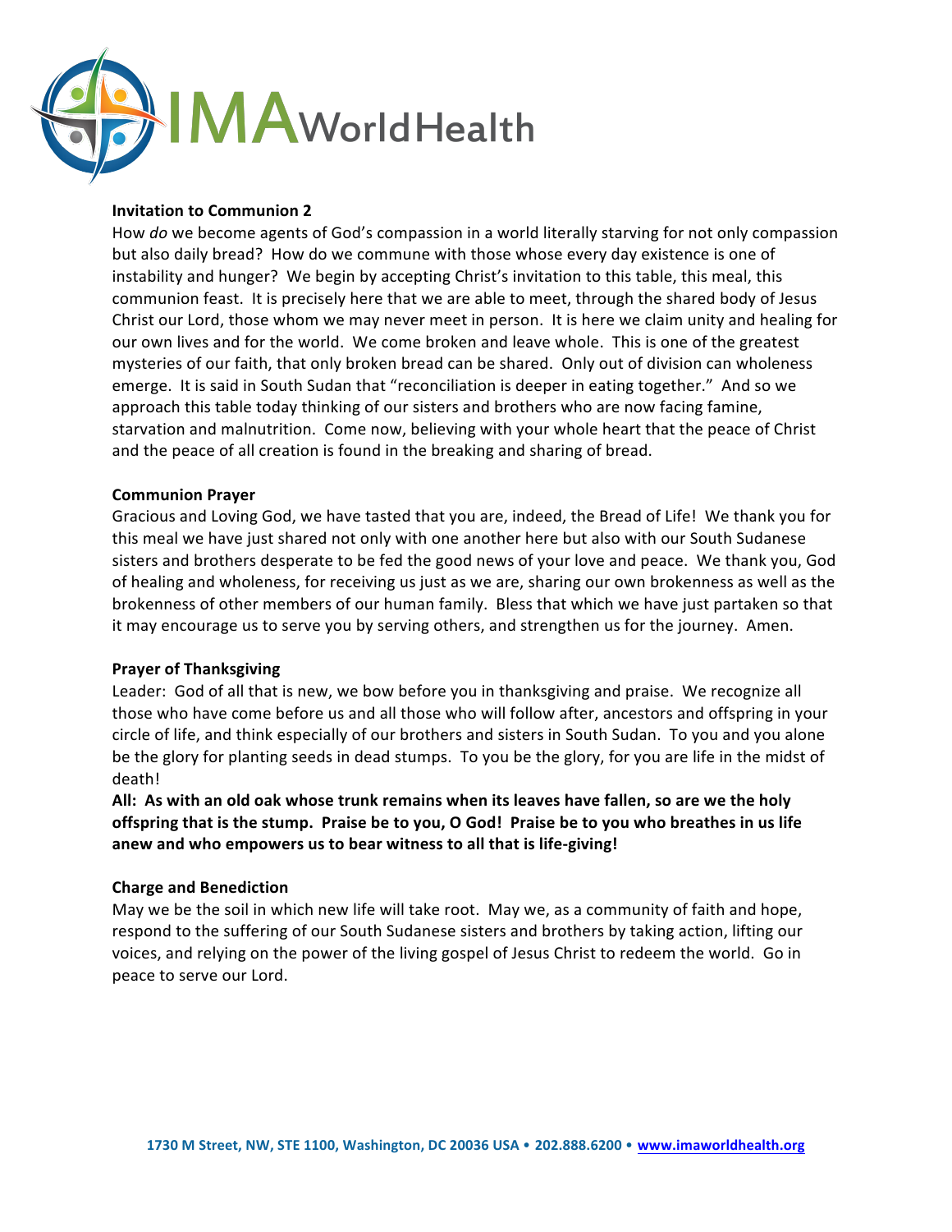IMA World Health

**Invitation to Communion 2**

How *do* we become agents of God's compassion in a world literally starving for not only compassion but also daily bread? How do we commune with those whose every day existence is one of instability and hunger? We begin by accepting Christ's invitation to this table, this meal, this communion feast. It is precisely here that we are able to meet, through the shared body of Jesus Christ our Lord, those whom we may never meet in person. It is here we claim unity and healing for our own lives and for the world. We come broken and leave whole. This is one of the greatest mysteries of our faith, that only broken bread can be shared. Only out of division can wholeness emerge. It is said in South Sudan that "reconciliation is deeper in eating together." And so we approach this table today thinking of our sisters and brothers who are now facing famine, starvation and malnutrition. Come now, believing with your whole heart that the peace of Christ and the peace of all creation is found in the breaking and sharing of bread.

**Communion Prayer**

Gracious and Loving God, we have tasted that you are, indeed, the Bread of Life! We thank you for this meal we have just shared not only with one another here but also with our South Sudanese sisters and brothers desperate to be fed the good news of your love and peace. We thank you, God of healing and wholeness, for receiving us just as we are, sharing our own brokenness as well as the brokenness of other members of our human family. Bless that which we have just partaken so that it may encourage us to serve you by serving others, and strengthen us for the journey. Amen.

**Prayer of Thanksgiving**

Leader: God of all that is new, we bow before you in thanksgiving and praise. We recognize all those who have come before us and all those who will follow after, ancestors and offspring in your circle of life, and think especially of our brothers and sisters in South Sudan. To you and you alone be the glory for planting seeds in dead stumps. To you be the glory, for you are life in the midst of death!

**All: As with an old oak whose trunk remains when its leaves have fallen, so are we the holy offspring that is the stump. Praise be to you, O God! Praise be to you who breathes in us life anew and who empowers us to bear witness to all that is life-giving!**

**Charge and Benediction**

May we be the soil in which new life will take root. May we, as a community of faith and hope, respond to the suffering of our South Sudanese sisters and brothers by taking action, lifting our voices, and relying on the power of the living gospel of Jesus Christ to redeem the world. Go in peace to serve our Lord.

1730 M Street, NW, STE 1100, Washington, DC 20036 USA • 202.888.6200 • www.imaworldhealth.org